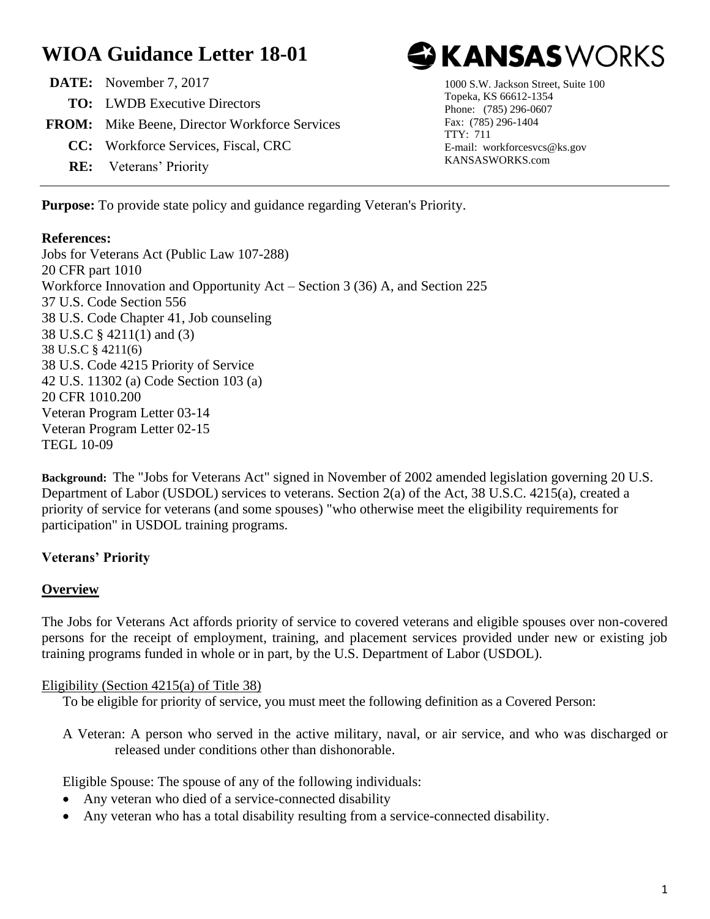# WIOA Guidance Letter 18-01

**KANSASWORKS**

1000 S.W. Jackson Street, Suite 100
Topeka, KS 66612-1354
Phone: (785) 296-0607
Fax: (785) 296-1404
TTY: 711
E-mail: workforcesvcs@ks.gov
KANSASWORKS.com

**DATE:** November 7, 2017

**TO:** LWDB Executive Directors

**FROM:** Mike Beene, Director Workforce Services

**CC:** Workforce Services, Fiscal, CRC

**RE:** Veterans' Priority

---

**Purpose:** To provide state policy and guidance regarding Veteran's Priority.

**References:**
Jobs for Veterans Act (Public Law 107-288)
20 CFR part 1010
Workforce Innovation and Opportunity Act – Section 3 (36) A, and Section 225
37 U.S. Code Section 556
38 U.S. Code Chapter 41, Job counseling
38 U.S.C § 4211(1) and (3)
38 U.S.C § 4211(6)
38 U.S. Code 4215 Priority of Service
42 U.S. 11302 (a) Code Section 103 (a)
20 CFR 1010.200
Veteran Program Letter 03-14
Veteran Program Letter 02-15
TEGL 10-09

**Background:** The "Jobs for Veterans Act" signed in November of 2002 amended legislation governing 20 U.S. Department of Labor (USDOL) services to veterans. Section 2(a) of the Act, 38 U.S.C. 4215(a), created a priority of service for veterans (and some spouses) "who otherwise meet the eligibility requirements for participation" in USDOL training programs.

**Veterans' Priority**

**Overview**

The Jobs for Veterans Act affords priority of service to covered veterans and eligible spouses over non-covered persons for the receipt of employment, training, and placement services provided under new or existing job training programs funded in whole or in part, by the U.S. Department of Labor (USDOL).

Eligibility (Section 4215(a) of Title 38)

To be eligible for priority of service, you must meet the following definition as a Covered Person:

A Veteran: A person who served in the active military, naval, or air service, and who was discharged or released under conditions other than dishonorable.

Eligible Spouse: The spouse of any of the following individuals:

- Any veteran who died of a service-connected disability
- Any veteran who has a total disability resulting from a service-connected disability.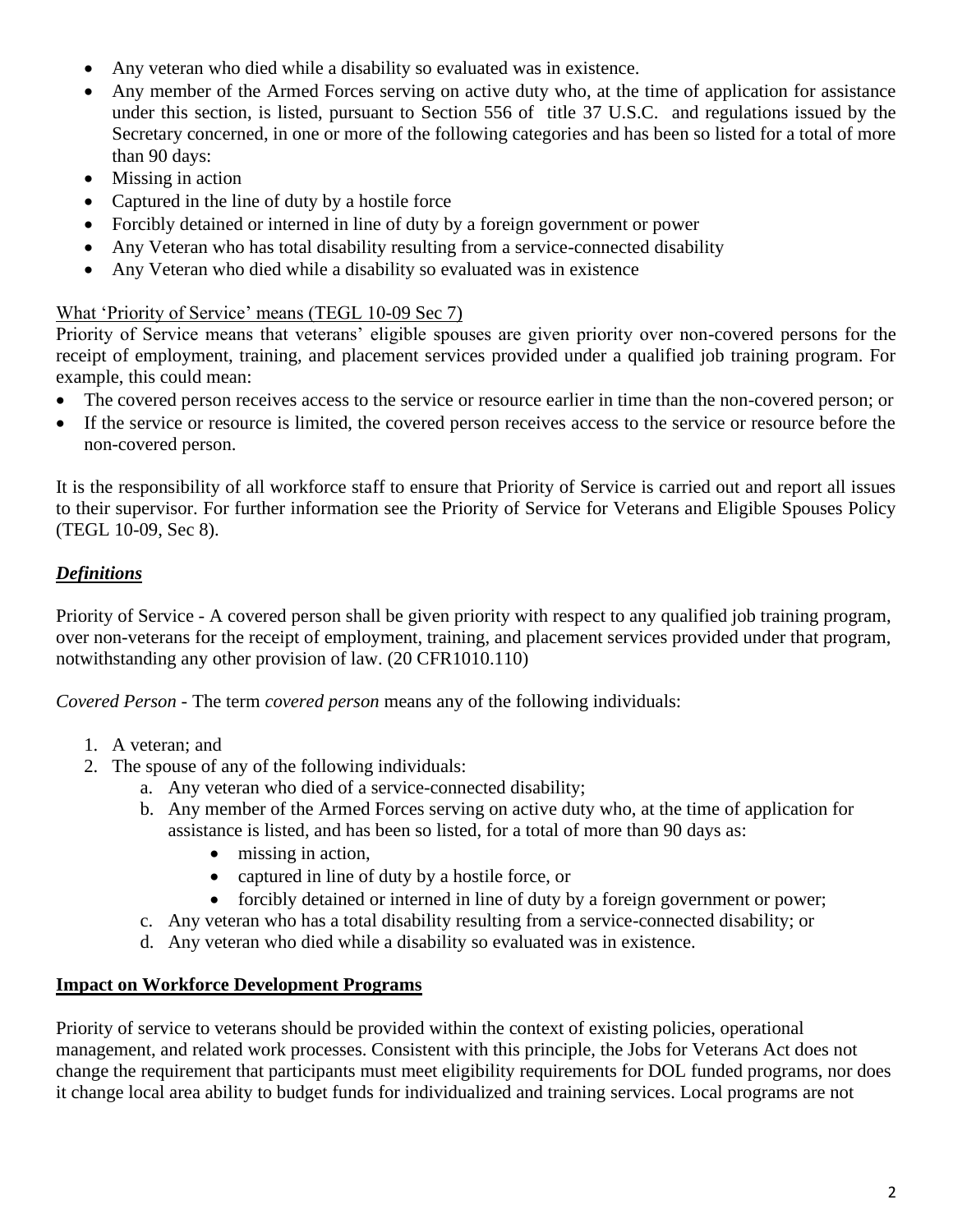- Any veteran who died while a disability so evaluated was in existence.
- Any member of the Armed Forces serving on active duty who, at the time of application for assistance under this section, is listed, pursuant to Section 556 of title 37 U.S.C. and regulations issued by the Secretary concerned, in one or more of the following categories and has been so listed for a total of more than 90 days:
- Missing in action
- Captured in the line of duty by a hostile force
- Forcibly detained or interned in line of duty by a foreign government or power
- Any Veteran who has total disability resulting from a service-connected disability
- Any Veteran who died while a disability so evaluated was in existence

What 'Priority of Service' means (TEGL 10-09 Sec 7)

Priority of Service means that veterans' eligible spouses are given priority over non-covered persons for the receipt of employment, training, and placement services provided under a qualified job training program. For example, this could mean:

- The covered person receives access to the service or resource earlier in time than the non-covered person; or
- If the service or resource is limited, the covered person receives access to the service or resource before the non-covered person.

It is the responsibility of all workforce staff to ensure that Priority of Service is carried out and report all issues to their supervisor. For further information see the Priority of Service for Veterans and Eligible Spouses Policy (TEGL 10-09, Sec 8).

## ***Definitions***

Priority of Service - A covered person shall be given priority with respect to any qualified job training program, over non-veterans for the receipt of employment, training, and placement services provided under that program, notwithstanding any other provision of law. (20 CFR1010.110)

*Covered Person* - The term *covered person* means any of the following individuals:

1. A veteran; and
2. The spouse of any of the following individuals:
   a. Any veteran who died of a service-connected disability;
   b. Any member of the Armed Forces serving on active duty who, at the time of application for assistance is listed, and has been so listed, for a total of more than 90 days as:
      - missing in action,
      - captured in line of duty by a hostile force, or
      - forcibly detained or interned in line of duty by a foreign government or power;
   c. Any veteran who has a total disability resulting from a service-connected disability; or
   d. Any veteran who died while a disability so evaluated was in existence.

## **Impact on Workforce Development Programs**

Priority of service to veterans should be provided within the context of existing policies, operational management, and related work processes. Consistent with this principle, the Jobs for Veterans Act does not change the requirement that participants must meet eligibility requirements for DOL funded programs, nor does it change local area ability to budget funds for individualized and training services. Local programs are not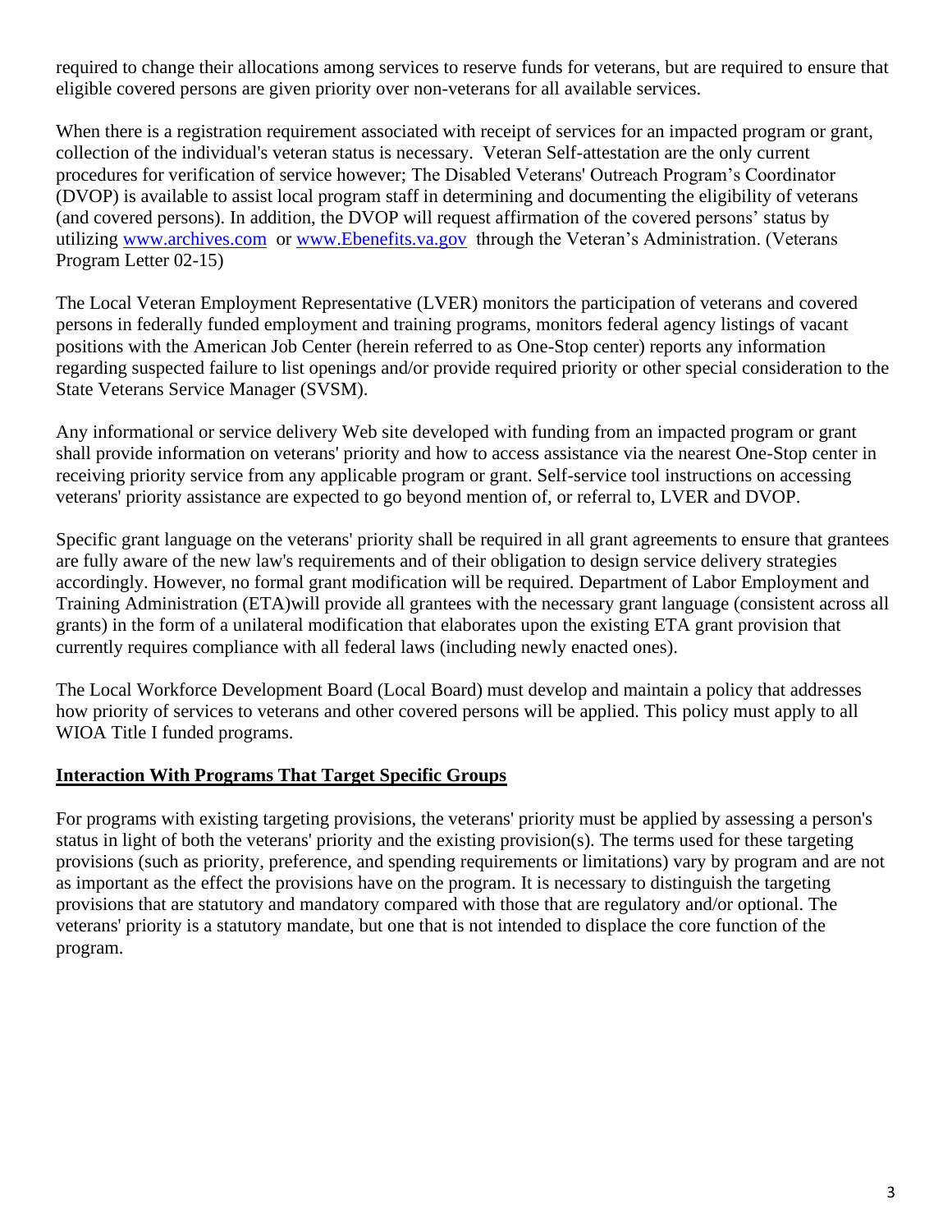required to change their allocations among services to reserve funds for veterans, but are required to ensure that eligible covered persons are given priority over non-veterans for all available services.

When there is a registration requirement associated with receipt of services for an impacted program or grant, collection of the individual's veteran status is necessary. Veteran Self-attestation are the only current procedures for verification of service however; The Disabled Veterans' Outreach Program's Coordinator (DVOP) is available to assist local program staff in determining and documenting the eligibility of veterans (and covered persons). In addition, the DVOP will request affirmation of the covered persons' status by utilizing [www.archives.com](www.archives.com) or [www.Ebenefits.va.gov](www.Ebenefits.va.gov) through the Veteran's Administration. (Veterans Program Letter 02-15)

The Local Veteran Employment Representative (LVER) monitors the participation of veterans and covered persons in federally funded employment and training programs, monitors federal agency listings of vacant positions with the American Job Center (herein referred to as One-Stop center) reports any information regarding suspected failure to list openings and/or provide required priority or other special consideration to the State Veterans Service Manager (SVSM).

Any informational or service delivery Web site developed with funding from an impacted program or grant shall provide information on veterans' priority and how to access assistance via the nearest One-Stop center in receiving priority service from any applicable program or grant. Self-service tool instructions on accessing veterans' priority assistance are expected to go beyond mention of, or referral to, LVER and DVOP.

Specific grant language on the veterans' priority shall be required in all grant agreements to ensure that grantees are fully aware of the new law's requirements and of their obligation to design service delivery strategies accordingly. However, no formal grant modification will be required. Department of Labor Employment and Training Administration (ETA)will provide all grantees with the necessary grant language (consistent across all grants) in the form of a unilateral modification that elaborates upon the existing ETA grant provision that currently requires compliance with all federal laws (including newly enacted ones).

The Local Workforce Development Board (Local Board) must develop and maintain a policy that addresses how priority of services to veterans and other covered persons will be applied. This policy must apply to all WIOA Title I funded programs.

## Interaction With Programs That Target Specific Groups

For programs with existing targeting provisions, the veterans' priority must be applied by assessing a person's status in light of both the veterans' priority and the existing provision(s). The terms used for these targeting provisions (such as priority, preference, and spending requirements or limitations) vary by program and are not as important as the effect the provisions have on the program. It is necessary to distinguish the targeting provisions that are statutory and mandatory compared with those that are regulatory and/or optional. The veterans' priority is a statutory mandate, but one that is not intended to displace the core function of the program.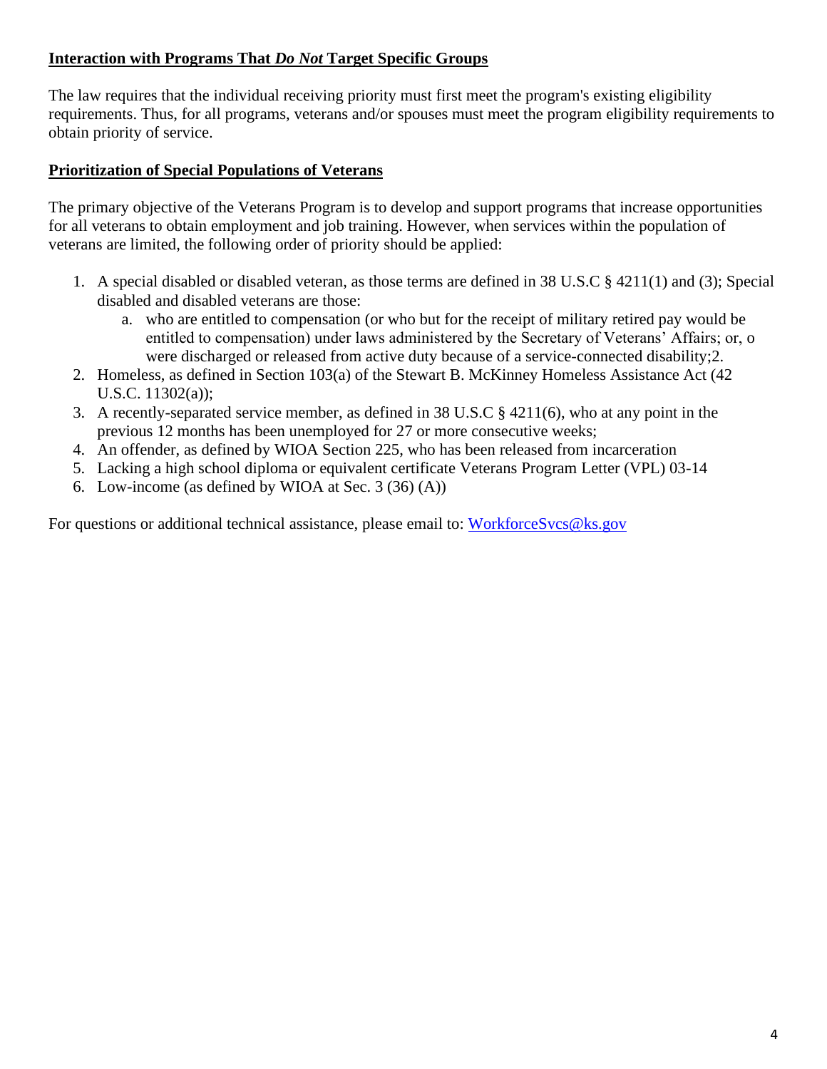## Interaction with Programs That *Do Not* Target Specific Groups

The law requires that the individual receiving priority must first meet the program's existing eligibility requirements. Thus, for all programs, veterans and/or spouses must meet the program eligibility requirements to obtain priority of service.

## Prioritization of Special Populations of Veterans

The primary objective of the Veterans Program is to develop and support programs that increase opportunities for all veterans to obtain employment and job training. However, when services within the population of veterans are limited, the following order of priority should be applied:

1. A special disabled or disabled veteran, as those terms are defined in 38 U.S.C § 4211(1) and (3); Special disabled and disabled veterans are those:
   a. who are entitled to compensation (or who but for the receipt of military retired pay would be entitled to compensation) under laws administered by the Secretary of Veterans' Affairs; or, o were discharged or released from active duty because of a service-connected disability;2.
2. Homeless, as defined in Section 103(a) of the Stewart B. McKinney Homeless Assistance Act (42 U.S.C. 11302(a));
3. A recently-separated service member, as defined in 38 U.S.C § 4211(6), who at any point in the previous 12 months has been unemployed for 27 or more consecutive weeks;
4. An offender, as defined by WIOA Section 225, who has been released from incarceration
5. Lacking a high school diploma or equivalent certificate Veterans Program Letter (VPL) 03-14
6. Low-income (as defined by WIOA at Sec. 3 (36) (A))

For questions or additional technical assistance, please email to: [WorkforceSvcs@ks.gov](mailto:WorkforceSvcs@ks.gov)